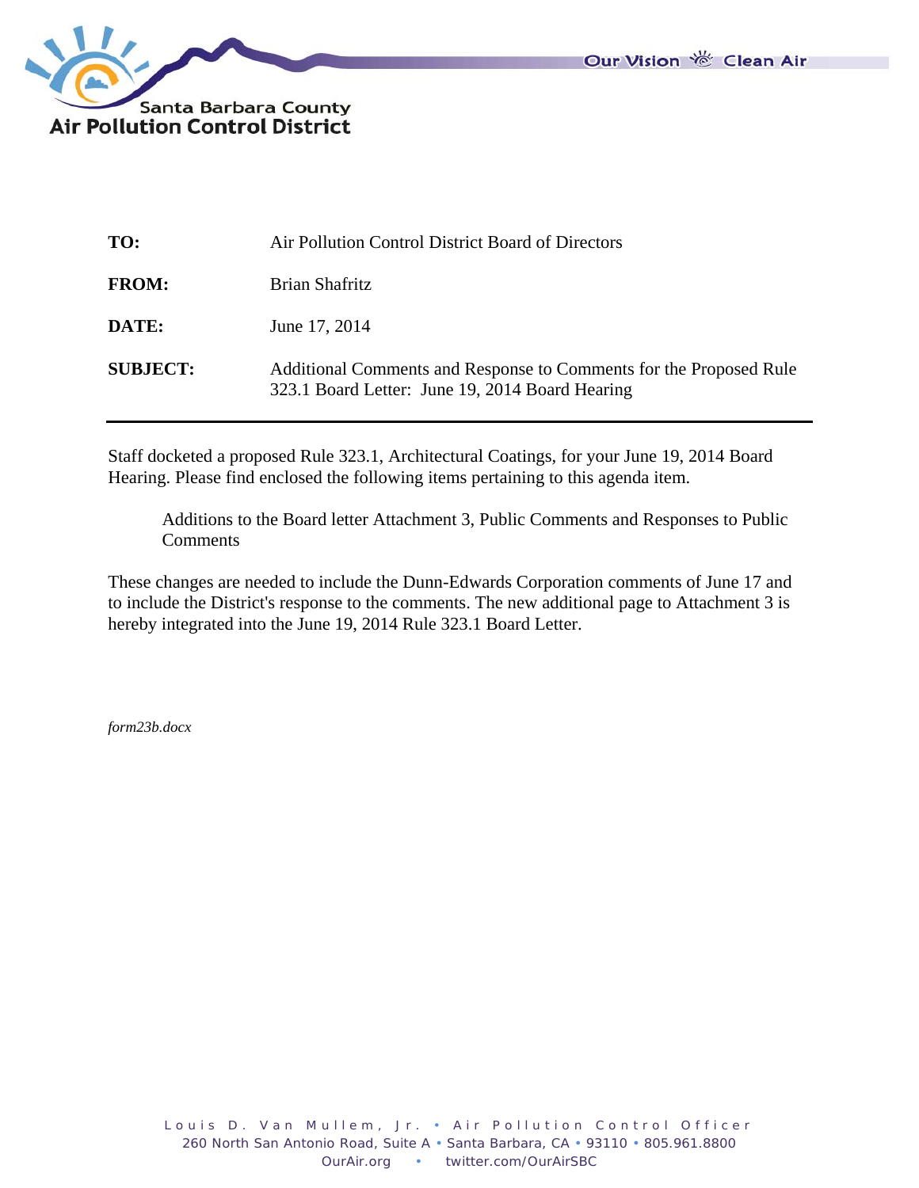Santa Barbara County
**Air Pollution Control District**

Our Vision Clean Air

| | |
|---|---|
| **TO:** | Air Pollution Control District Board of Directors |
| **FROM:** | Brian Shafritz |
| **DATE:** | June 17, 2014 |
| **SUBJECT:** | Additional Comments and Response to Comments for the Proposed Rule 323.1 Board Letter: June 19, 2014 Board Hearing |

---

Staff docketed a proposed Rule 323.1, Architectural Coatings, for your June 19, 2014 Board Hearing. Please find enclosed the following items pertaining to this agenda item.

> Additions to the Board letter Attachment 3, Public Comments and Responses to Public Comments

These changes are needed to include the Dunn-Edwards Corporation comments of June 17 and to include the District's response to the comments. The new additional page to Attachment 3 is hereby integrated into the June 19, 2014 Rule 323.1 Board Letter.

*form23b.docx*

Louis D. Van Mullem, Jr. • Air Pollution Control Officer
260 North San Antonio Road, Suite A • Santa Barbara, CA • 93110 • 805.961.8800
OurAir.org • twitter.com/OurAirSBC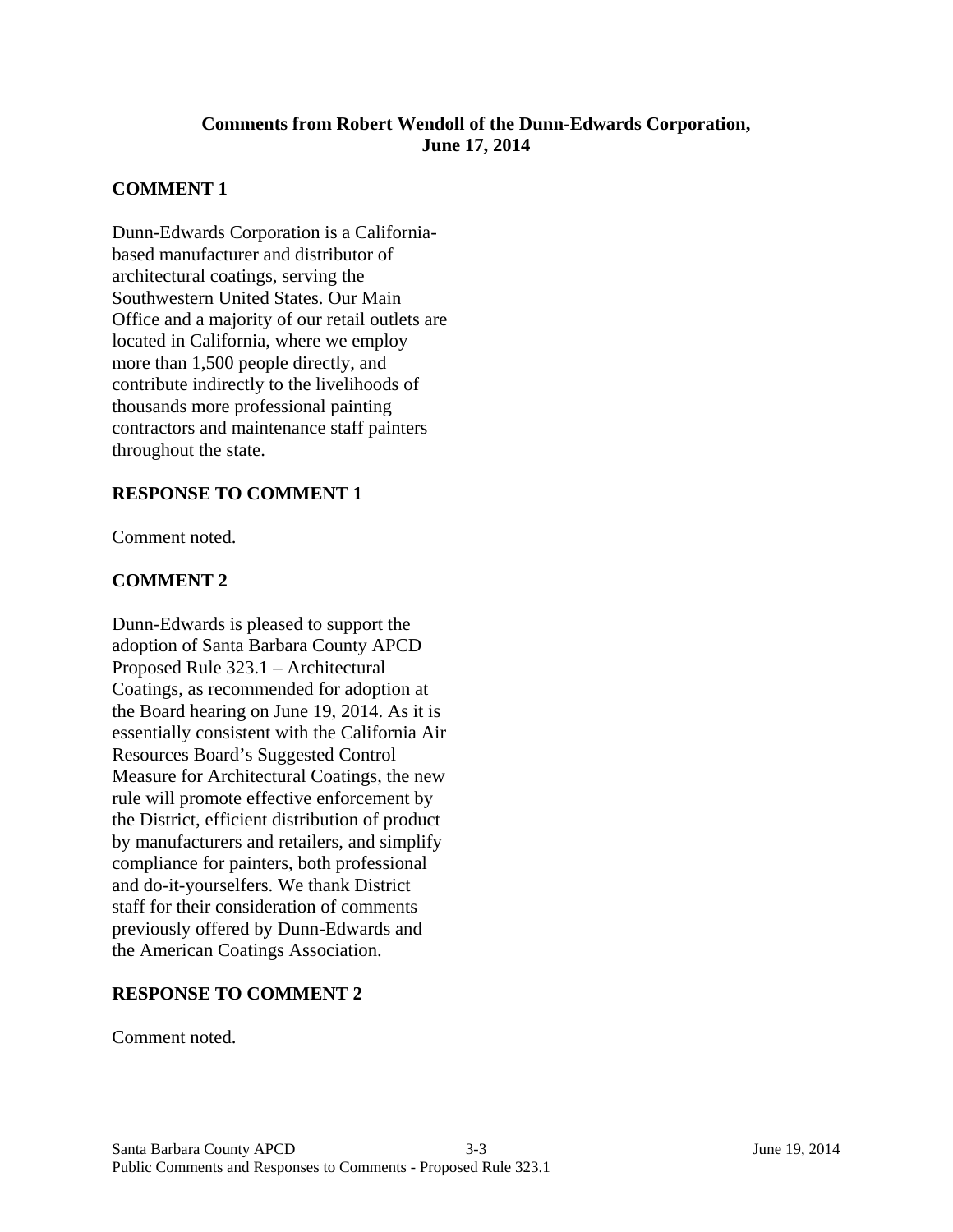**Comments from Robert Wendoll of the Dunn-Edwards Corporation, June 17, 2014**

**COMMENT 1**

Dunn-Edwards Corporation is a California-based manufacturer and distributor of architectural coatings, serving the Southwestern United States. Our Main Office and a majority of our retail outlets are located in California, where we employ more than 1,500 people directly, and contribute indirectly to the livelihoods of thousands more professional painting contractors and maintenance staff painters throughout the state.

**RESPONSE TO COMMENT 1**

Comment noted.

**COMMENT 2**

Dunn-Edwards is pleased to support the adoption of Santa Barbara County APCD Proposed Rule 323.1 – Architectural Coatings, as recommended for adoption at the Board hearing on June 19, 2014. As it is essentially consistent with the California Air Resources Board's Suggested Control Measure for Architectural Coatings, the new rule will promote effective enforcement by the District, efficient distribution of product by manufacturers and retailers, and simplify compliance for painters, both professional and do-it-yourselfers. We thank District staff for their consideration of comments previously offered by Dunn-Edwards and the American Coatings Association.

**RESPONSE TO COMMENT 2**

Comment noted.